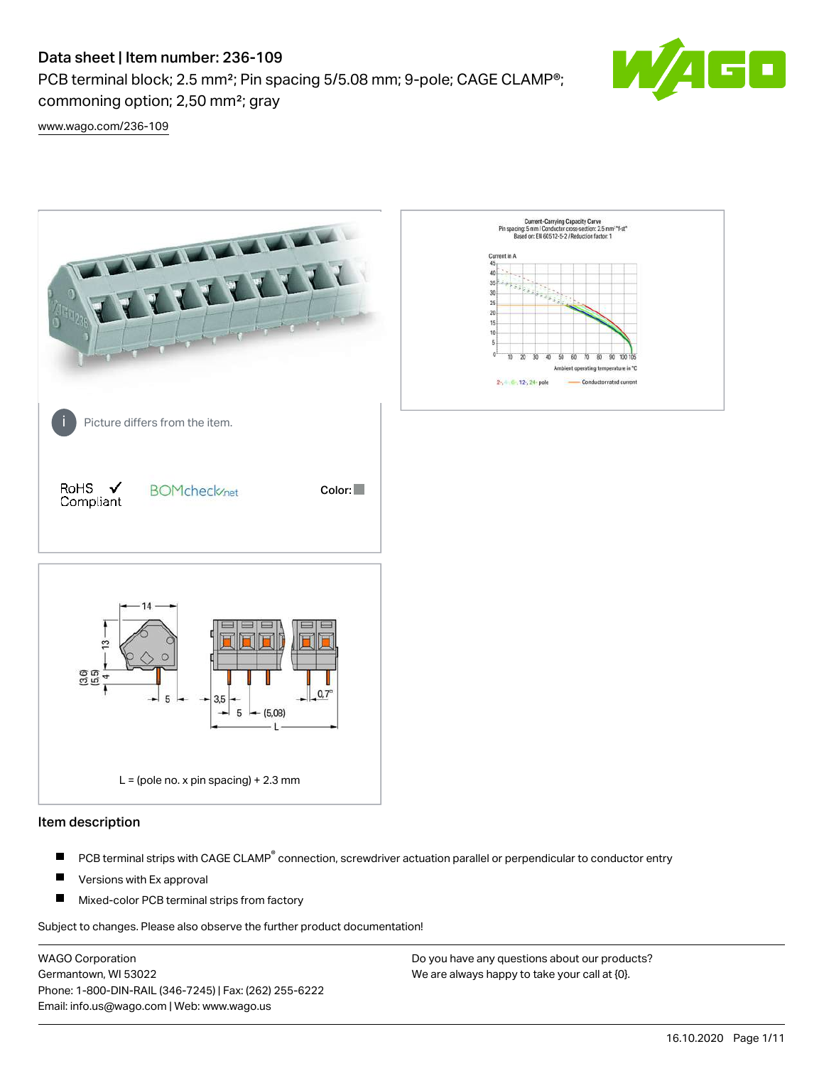# Data sheet | Item number: 236-109

PCB terminal block; 2.5 mm²; Pin spacing 5/5.08 mm; 9-pole; CAGE CLAMP®; commoning option; 2,50 mm²; gray

www.wago.com/236-109

Picture differs from the item.

RoHS ✓ Compliant

BOMcheck.net

Color:

L = (pole no. x pin spacing) + 2.3 mm

## Item description

- PCB terminal strips with CAGE CLAMP® connection, screwdriver actuation parallel or perpendicular to conductor entry
- Versions with Ex approval
- Mixed-color PCB terminal strips from factory

Subject to changes. Please also observe the further product documentation!

WAGO Corporation
Germantown, WI 53022
Phone: 1-800-DIN-RAIL (346-7245) | Fax: (262) 255-6222
Email: info.us@wago.com | Web: www.wago.us

Do you have any questions about our products?
We are always happy to take your call at {0}.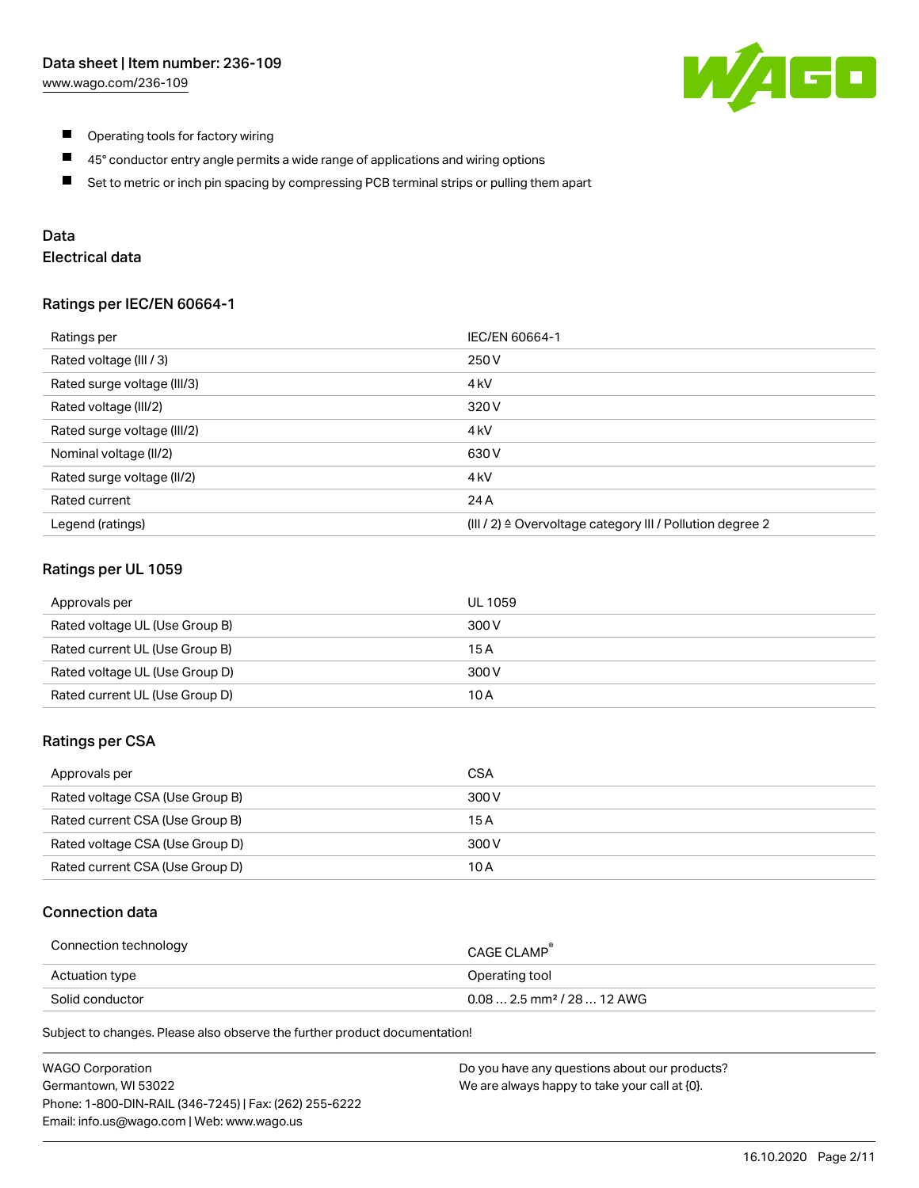- Operating tools for factory wiring
- 45° conductor entry angle permits a wide range of applications and wiring options
- Set to metric or inch pin spacing by compressing PCB terminal strips or pulling them apart

## Data

### Electrical data

#### Ratings per IEC/EN 60664-1

| Ratings per | IEC/EN 60664-1 |
|---|---|
| Rated voltage (III / 3) | 250 V |
| Rated surge voltage (III/3) | 4 kV |
| Rated voltage (III/2) | 320 V |
| Rated surge voltage (III/2) | 4 kV |
| Nominal voltage (II/2) | 630 V |
| Rated surge voltage (II/2) | 4 kV |
| Rated current | 24 A |
| Legend (ratings) | (III / 2) ≙ Overvoltage category III / Pollution degree 2 |

#### Ratings per UL 1059

| Approvals per | UL 1059 |
|---|---|
| Rated voltage UL (Use Group B) | 300 V |
| Rated current UL (Use Group B) | 15 A |
| Rated voltage UL (Use Group D) | 300 V |
| Rated current UL (Use Group D) | 10 A |

#### Ratings per CSA

| Approvals per | CSA |
|---|---|
| Rated voltage CSA (Use Group B) | 300 V |
| Rated current CSA (Use Group B) | 15 A |
| Rated voltage CSA (Use Group D) | 300 V |
| Rated current CSA (Use Group D) | 10 A |

### Connection data

| Connection technology | CAGE CLAMP® |
|---|---|
| Actuation type | Operating tool |
| Solid conductor | 0.08 … 2.5 mm² / 28 … 12 AWG |

Subject to changes. Please also observe the further product documentation!

WAGO Corporation
Germantown, WI 53022
Phone: 1-800-DIN-RAIL (346-7245) | Fax: (262) 255-6222
Email: info.us@wago.com | Web: www.wago.us

Do you have any questions about our products?
We are always happy to take your call at {0}.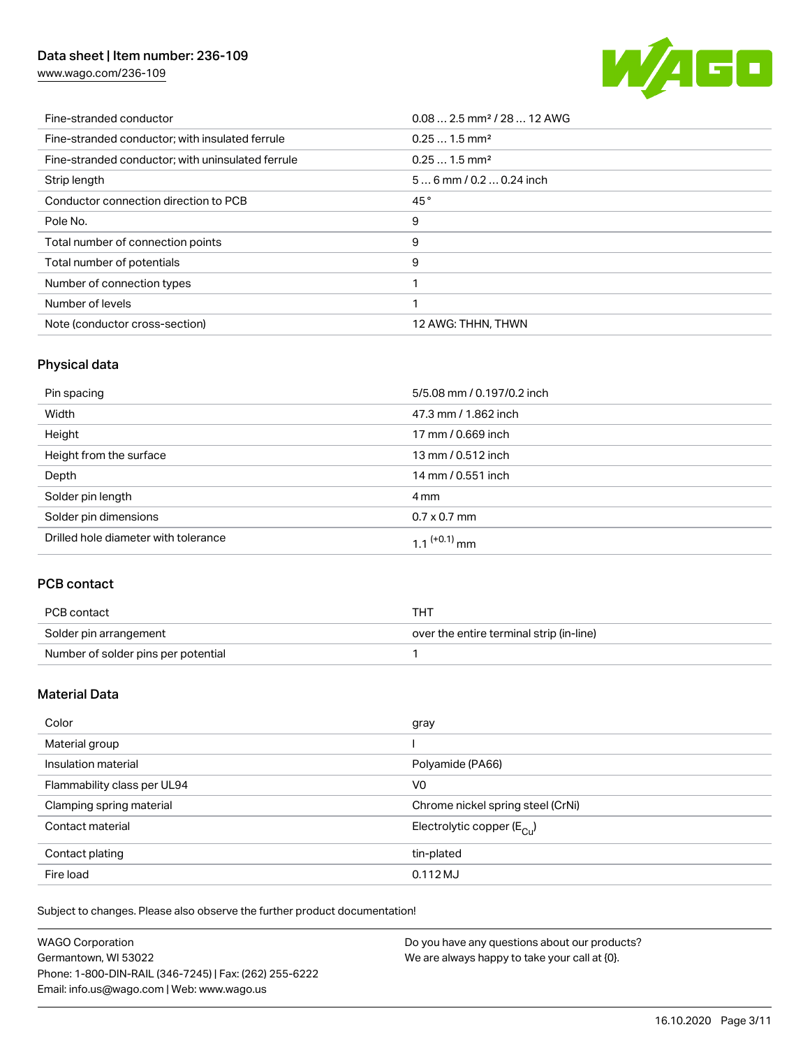| | |
|---|---|
| Fine-stranded conductor | 0.08 … 2.5 mm² / 28 … 12 AWG |
| Fine-stranded conductor; with insulated ferrule | 0.25 … 1.5 mm² |
| Fine-stranded conductor; with uninsulated ferrule | 0.25 … 1.5 mm² |
| Strip length | 5 … 6 mm / 0.2 … 0.24 inch |
| Conductor connection direction to PCB | 45 ° |
| Pole No. | 9 |
| Total number of connection points | 9 |
| Total number of potentials | 9 |
| Number of connection types | 1 |
| Number of levels | 1 |
| Note (conductor cross-section) | 12 AWG: THHN, THWN |

## Physical data

| | |
|---|---|
| Pin spacing | 5/5.08 mm / 0.197/0.2 inch |
| Width | 47.3 mm / 1.862 inch |
| Height | 17 mm / 0.669 inch |
| Height from the surface | 13 mm / 0.512 inch |
| Depth | 14 mm / 0.551 inch |
| Solder pin length | 4 mm |
| Solder pin dimensions | 0.7 x 0.7 mm |
| Drilled hole diameter with tolerance | $1.1^{(+0.1)}$ mm |

## PCB contact

| | |
|---|---|
| PCB contact | THT |
| Solder pin arrangement | over the entire terminal strip (in-line) |
| Number of solder pins per potential | 1 |

## Material Data

| | |
|---|---|
| Color | gray |
| Material group | I |
| Insulation material | Polyamide (PA66) |
| Flammability class per UL94 | V0 |
| Clamping spring material | Chrome nickel spring steel (CrNi) |
| Contact material | Electrolytic copper ($E_{Cu}$) |
| Contact plating | tin-plated |
| Fire load | 0.112 MJ |

Subject to changes. Please also observe the further product documentation!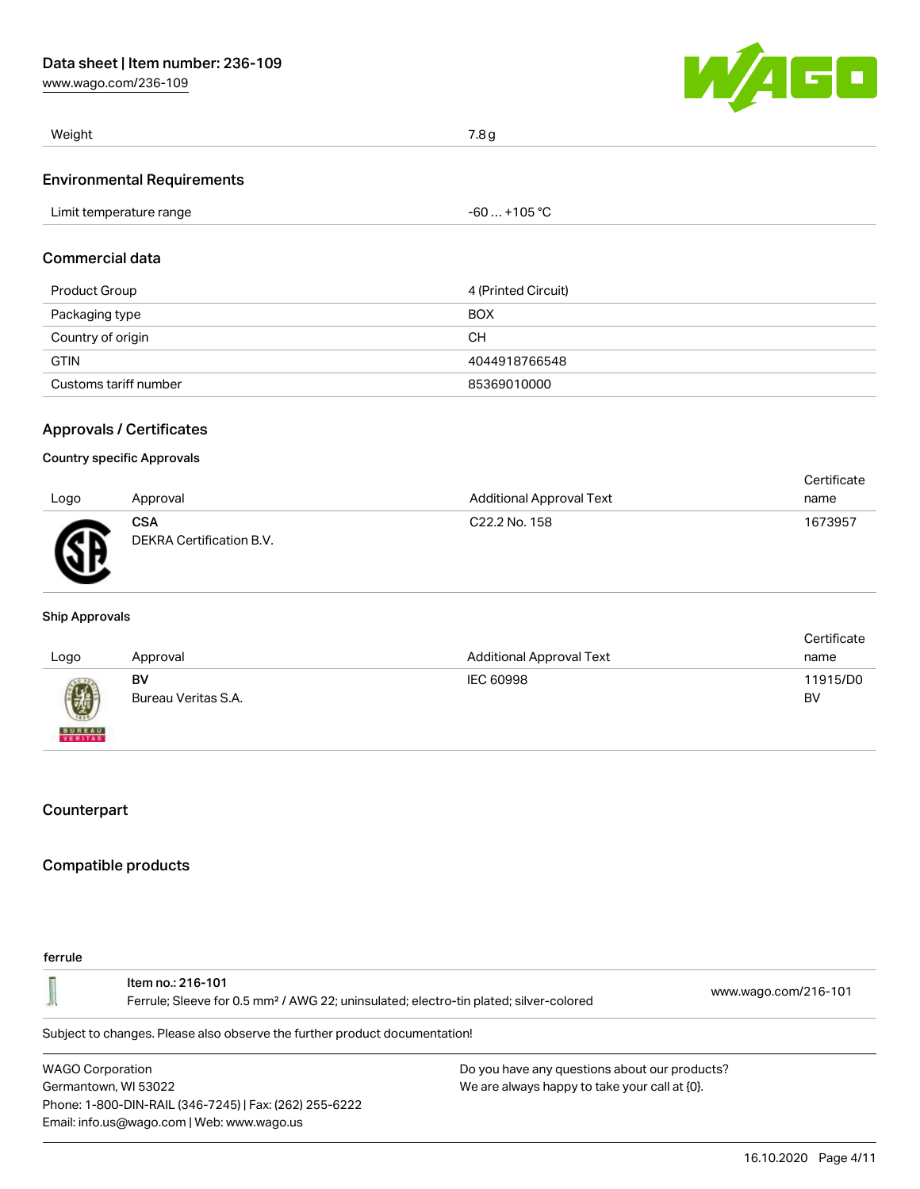| Weight | 7.8 g |
| --- | --- |

## Environmental Requirements

| Limit temperature range | -60 … +105 °C |
| --- | --- |

## Commercial data

| Product Group | 4 (Printed Circuit) |
| --- | --- |
| Packaging type | BOX |
| Country of origin | CH |
| GTIN | 4044918766548 |
| Customs tariff number | 85369010000 |

## Approvals / Certificates

### Country specific Approvals

| Logo | Approval | Additional Approval Text | Certificate name |
| --- | --- | --- | --- |
| | **CSA** DEKRA Certification B.V. | C22.2 No. 158 | 1673957 |

### Ship Approvals

| Logo | Approval | Additional Approval Text | Certificate name |
| --- | --- | --- | --- |
| | **BV** Bureau Veritas S.A. | IEC 60998 | 11915/D0 BV |

## Counterpart

## Compatible products

ferrule

| | | |
| --- | --- | --- |
| | Item no.: 216-101 Ferrule; Sleeve for 0.5 mm² / AWG 22; uninsulated; electro-tin plated; silver-colored | www.wago.com/216-101 |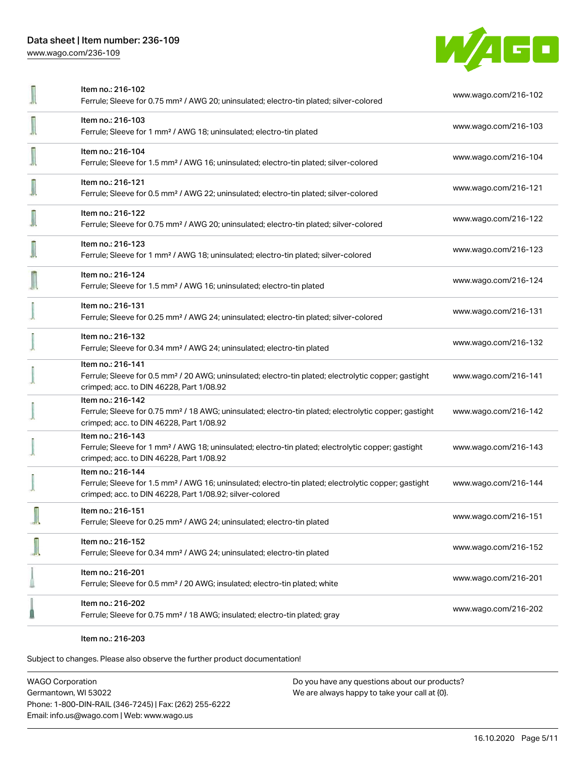| Item | Link |
|---|---|
| Item no.: 216-102<br>Ferrule; Sleeve for 0.75 mm² / AWG 20; uninsulated; electro-tin plated; silver-colored | www.wago.com/216-102 |
| Item no.: 216-103<br>Ferrule; Sleeve for 1 mm² / AWG 18; uninsulated; electro-tin plated | www.wago.com/216-103 |
| Item no.: 216-104<br>Ferrule; Sleeve for 1.5 mm² / AWG 16; uninsulated; electro-tin plated; silver-colored | www.wago.com/216-104 |
| Item no.: 216-121<br>Ferrule; Sleeve for 0.5 mm² / AWG 22; uninsulated; electro-tin plated; silver-colored | www.wago.com/216-121 |
| Item no.: 216-122<br>Ferrule; Sleeve for 0.75 mm² / AWG 20; uninsulated; electro-tin plated; silver-colored | www.wago.com/216-122 |
| Item no.: 216-123<br>Ferrule; Sleeve for 1 mm² / AWG 18; uninsulated; electro-tin plated; silver-colored | www.wago.com/216-123 |
| Item no.: 216-124<br>Ferrule; Sleeve for 1.5 mm² / AWG 16; uninsulated; electro-tin plated | www.wago.com/216-124 |
| Item no.: 216-131<br>Ferrule; Sleeve for 0.25 mm² / AWG 24; uninsulated; electro-tin plated; silver-colored | www.wago.com/216-131 |
| Item no.: 216-132<br>Ferrule; Sleeve for 0.34 mm² / AWG 24; uninsulated; electro-tin plated | www.wago.com/216-132 |
| Item no.: 216-141<br>Ferrule; Sleeve for 0.5 mm² / 20 AWG; uninsulated; electro-tin plated; electrolytic copper; gastight crimped; acc. to DIN 46228, Part 1/08.92 | www.wago.com/216-141 |
| Item no.: 216-142<br>Ferrule; Sleeve for 0.75 mm² / 18 AWG; uninsulated; electro-tin plated; electrolytic copper; gastight crimped; acc. to DIN 46228, Part 1/08.92 | www.wago.com/216-142 |
| Item no.: 216-143<br>Ferrule; Sleeve for 1 mm² / AWG 18; uninsulated; electro-tin plated; electrolytic copper; gastight crimped; acc. to DIN 46228, Part 1/08.92 | www.wago.com/216-143 |
| Item no.: 216-144<br>Ferrule; Sleeve for 1.5 mm² / AWG 16; uninsulated; electro-tin plated; electrolytic copper; gastight crimped; acc. to DIN 46228, Part 1/08.92; silver-colored | www.wago.com/216-144 |
| Item no.: 216-151<br>Ferrule; Sleeve for 0.25 mm² / AWG 24; uninsulated; electro-tin plated | www.wago.com/216-151 |
| Item no.: 216-152<br>Ferrule; Sleeve for 0.34 mm² / AWG 24; uninsulated; electro-tin plated | www.wago.com/216-152 |
| Item no.: 216-201<br>Ferrule; Sleeve for 0.5 mm² / 20 AWG; insulated; electro-tin plated; white | www.wago.com/216-201 |
| Item no.: 216-202<br>Ferrule; Sleeve for 0.75 mm² / 18 AWG; insulated; electro-tin plated; gray | www.wago.com/216-202 |

Item no.: 216-203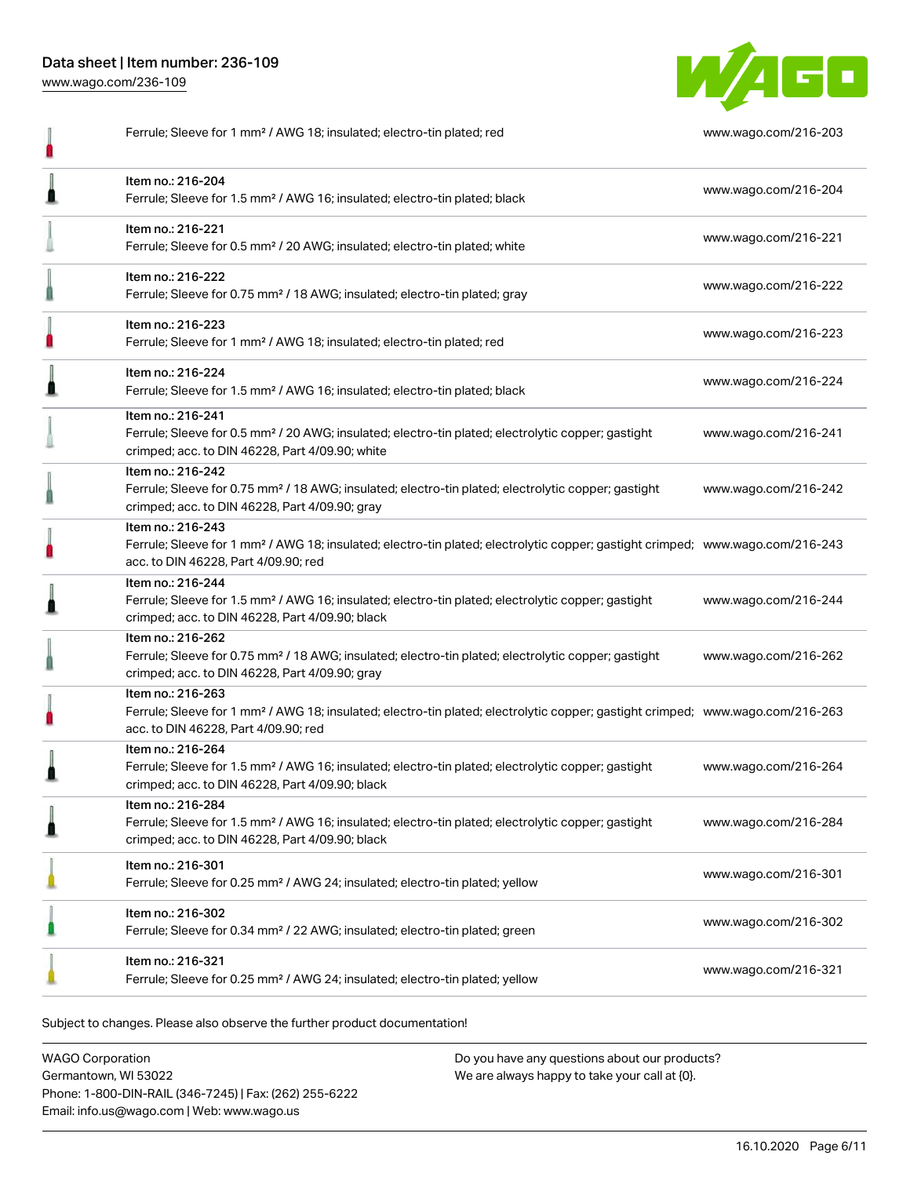| | | |
|---|---|---|
| | Ferrule; Sleeve for 1 mm² / AWG 18; insulated; electro-tin plated; red | www.wago.com/216-203 |
| | Item no.: 216-204<br>Ferrule; Sleeve for 1.5 mm² / AWG 16; insulated; electro-tin plated; black | www.wago.com/216-204 |
| | Item no.: 216-221<br>Ferrule; Sleeve for 0.5 mm² / 20 AWG; insulated; electro-tin plated; white | www.wago.com/216-221 |
| | Item no.: 216-222<br>Ferrule; Sleeve for 0.75 mm² / 18 AWG; insulated; electro-tin plated; gray | www.wago.com/216-222 |
| | Item no.: 216-223<br>Ferrule; Sleeve for 1 mm² / AWG 18; insulated; electro-tin plated; red | www.wago.com/216-223 |
| | Item no.: 216-224<br>Ferrule; Sleeve for 1.5 mm² / AWG 16; insulated; electro-tin plated; black | www.wago.com/216-224 |
| | Item no.: 216-241<br>Ferrule; Sleeve for 0.5 mm² / 20 AWG; insulated; electro-tin plated; electrolytic copper; gastight crimped; acc. to DIN 46228, Part 4/09.90; white | www.wago.com/216-241 |
| | Item no.: 216-242<br>Ferrule; Sleeve for 0.75 mm² / 18 AWG; insulated; electro-tin plated; electrolytic copper; gastight crimped; acc. to DIN 46228, Part 4/09.90; gray | www.wago.com/216-242 |
| | Item no.: 216-243<br>Ferrule; Sleeve for 1 mm² / AWG 18; insulated; electro-tin plated; electrolytic copper; gastight crimped; acc. to DIN 46228, Part 4/09.90; red | www.wago.com/216-243 |
| | Item no.: 216-244<br>Ferrule; Sleeve for 1.5 mm² / AWG 16; insulated; electro-tin plated; electrolytic copper; gastight crimped; acc. to DIN 46228, Part 4/09.90; black | www.wago.com/216-244 |
| | Item no.: 216-262<br>Ferrule; Sleeve for 0.75 mm² / 18 AWG; insulated; electro-tin plated; electrolytic copper; gastight crimped; acc. to DIN 46228, Part 4/09.90; gray | www.wago.com/216-262 |
| | Item no.: 216-263<br>Ferrule; Sleeve for 1 mm² / AWG 18; insulated; electro-tin plated; electrolytic copper; gastight crimped; acc. to DIN 46228, Part 4/09.90; red | www.wago.com/216-263 |
| | Item no.: 216-264<br>Ferrule; Sleeve for 1.5 mm² / AWG 16; insulated; electro-tin plated; electrolytic copper; gastight crimped; acc. to DIN 46228, Part 4/09.90; black | www.wago.com/216-264 |
| | Item no.: 216-284<br>Ferrule; Sleeve for 1.5 mm² / AWG 16; insulated; electro-tin plated; electrolytic copper; gastight crimped; acc. to DIN 46228, Part 4/09.90; black | www.wago.com/216-284 |
| | Item no.: 216-301<br>Ferrule; Sleeve for 0.25 mm² / AWG 24; insulated; electro-tin plated; yellow | www.wago.com/216-301 |
| | Item no.: 216-302<br>Ferrule; Sleeve for 0.34 mm² / 22 AWG; insulated; electro-tin plated; green | www.wago.com/216-302 |
| | Item no.: 216-321<br>Ferrule; Sleeve for 0.25 mm² / AWG 24; insulated; electro-tin plated; yellow | www.wago.com/216-321 |

Subject to changes. Please also observe the further product documentation!

WAGO Corporation
Germantown, WI 53022
Phone: 1-800-DIN-RAIL (346-7245) | Fax: (262) 255-6222
Email: info.us@wago.com | Web: www.wago.us

Do you have any questions about our products?
We are always happy to take your call at {0}.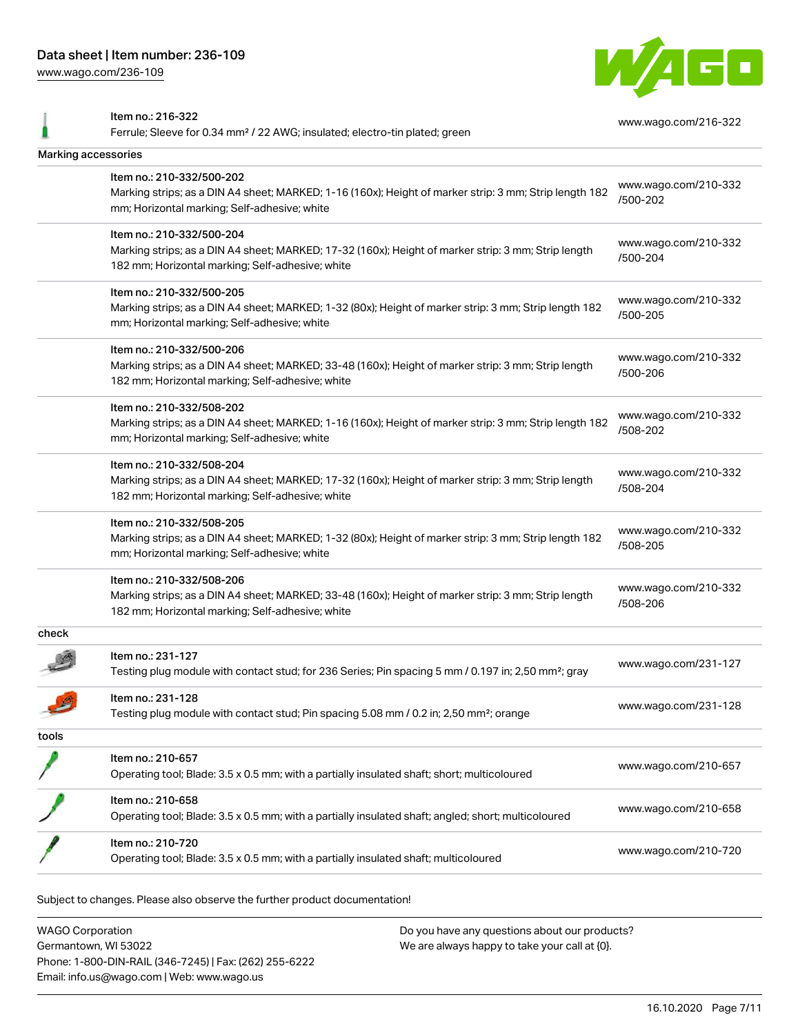| | | |
|---|---|---|
| | Item no.: 216-322<br>Ferrule; Sleeve for 0.34 mm² / 22 AWG; insulated; electro-tin plated; green | www.wago.com/216-322 |

**Marking accessories**

| | | |
|---|---|---|
| | Item no.: 210-332/500-202<br>Marking strips; as a DIN A4 sheet; MARKED; 1-16 (160x); Height of marker strip: 3 mm; Strip length 182 mm; Horizontal marking; Self-adhesive; white | www.wago.com/210-332/500-202 |
| | Item no.: 210-332/500-204<br>Marking strips; as a DIN A4 sheet; MARKED; 17-32 (160x); Height of marker strip: 3 mm; Strip length 182 mm; Horizontal marking; Self-adhesive; white | www.wago.com/210-332/500-204 |
| | Item no.: 210-332/500-205<br>Marking strips; as a DIN A4 sheet; MARKED; 1-32 (80x); Height of marker strip: 3 mm; Strip length 182 mm; Horizontal marking; Self-adhesive; white | www.wago.com/210-332/500-205 |
| | Item no.: 210-332/500-206<br>Marking strips; as a DIN A4 sheet; MARKED; 33-48 (160x); Height of marker strip: 3 mm; Strip length 182 mm; Horizontal marking; Self-adhesive; white | www.wago.com/210-332/500-206 |
| | Item no.: 210-332/508-202<br>Marking strips; as a DIN A4 sheet; MARKED; 1-16 (160x); Height of marker strip: 3 mm; Strip length 182 mm; Horizontal marking; Self-adhesive; white | www.wago.com/210-332/508-202 |
| | Item no.: 210-332/508-204<br>Marking strips; as a DIN A4 sheet; MARKED; 17-32 (160x); Height of marker strip: 3 mm; Strip length 182 mm; Horizontal marking; Self-adhesive; white | www.wago.com/210-332/508-204 |
| | Item no.: 210-332/508-205<br>Marking strips; as a DIN A4 sheet; MARKED; 1-32 (80x); Height of marker strip: 3 mm; Strip length 182 mm; Horizontal marking; Self-adhesive; white | www.wago.com/210-332/508-205 |
| | Item no.: 210-332/508-206<br>Marking strips; as a DIN A4 sheet; MARKED; 33-48 (160x); Height of marker strip: 3 mm; Strip length 182 mm; Horizontal marking; Self-adhesive; white | www.wago.com/210-332/508-206 |

**check**

| | | |
|---|---|---|
| | Item no.: 231-127<br>Testing plug module with contact stud; for 236 Series; Pin spacing 5 mm / 0.197 in; 2,50 mm²; gray | www.wago.com/231-127 |
| | Item no.: 231-128<br>Testing plug module with contact stud; Pin spacing 5.08 mm / 0.2 in; 2,50 mm²; orange | www.wago.com/231-128 |

**tools**

| | | |
|---|---|---|
| | Item no.: 210-657<br>Operating tool; Blade: 3.5 x 0.5 mm; with a partially insulated shaft; short; multicoloured | www.wago.com/210-657 |
| | Item no.: 210-658<br>Operating tool; Blade: 3.5 x 0.5 mm; with a partially insulated shaft; angled; short; multicoloured | www.wago.com/210-658 |
| | Item no.: 210-720<br>Operating tool; Blade: 3.5 x 0.5 mm; with a partially insulated shaft; multicoloured | www.wago.com/210-720 |

Subject to changes. Please also observe the further product documentation!

WAGO Corporation
Germantown, WI 53022
Phone: 1-800-DIN-RAIL (346-7245) | Fax: (262) 255-6222
Email: info.us@wago.com | Web: www.wago.us

Do you have any questions about our products?
We are always happy to take your call at {0}.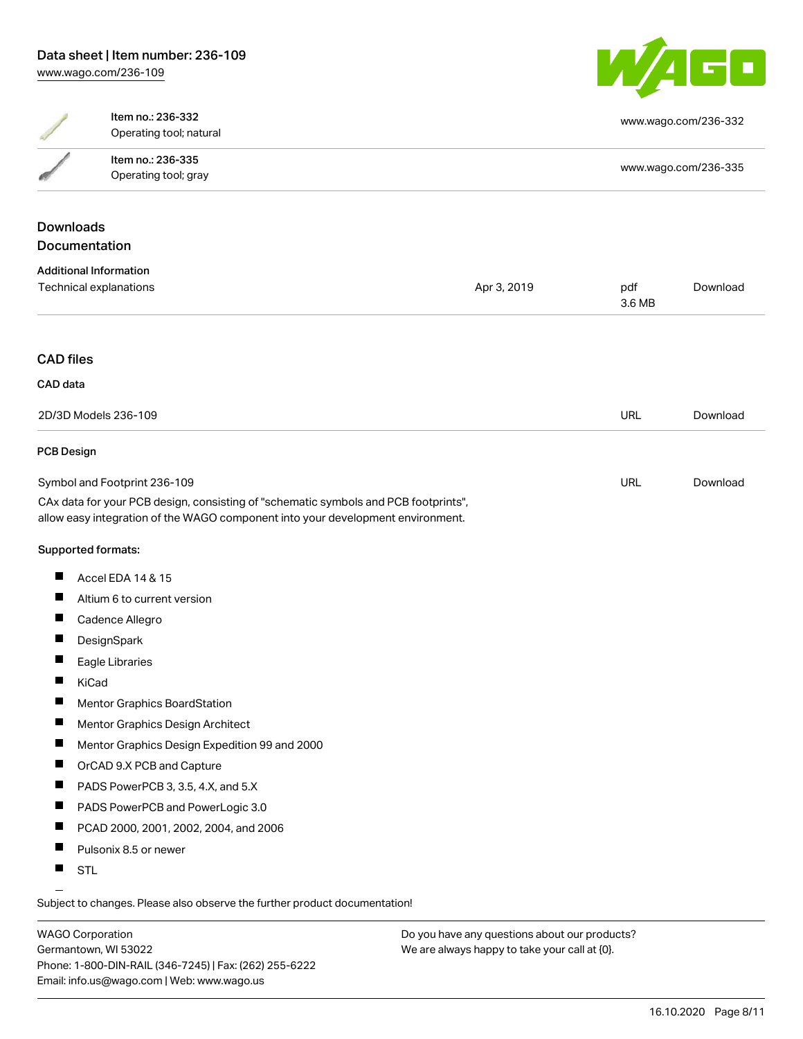| Item no.: 236-332<br>Operating tool; natural | www.wago.com/236-332 |
| --- | --- |
| Item no.: 236-335<br>Operating tool; gray | www.wago.com/236-335 |

## Downloads

## Documentation

### Additional Information

| Technical explanations | Apr 3, 2019 | pdf<br>3.6 MB | Download |
| --- | --- | --- | --- |

## CAD files

### CAD data

| 2D/3D Models 236-109 | URL | Download |
| --- | --- | --- |

### PCB Design

| Symbol and Footprint 236-109 | URL | Download |
| --- | --- | --- |

CAx data for your PCB design, consisting of "schematic symbols and PCB footprints", allow easy integration of the WAGO component into your development environment.

**Supported formats:**

- Accel EDA 14 & 15
- Altium 6 to current version
- Cadence Allegro
- DesignSpark
- Eagle Libraries
- KiCad
- Mentor Graphics BoardStation
- Mentor Graphics Design Architect
- Mentor Graphics Design Expedition 99 and 2000
- OrCAD 9.X PCB and Capture
- PADS PowerPCB 3, 3.5, 4.X, and 5.X
- PADS PowerPCB and PowerLogic 3.0
- PCAD 2000, 2001, 2002, 2004, and 2006
- Pulsonix 8.5 or newer
- STL

Subject to changes. Please also observe the further product documentation!

WAGO Corporation
Germantown, WI 53022
Phone: 1-800-DIN-RAIL (346-7245) | Fax: (262) 255-6222
Email: info.us@wago.com | Web: www.wago.us

Do you have any questions about our products?
We are always happy to take your call at {0}.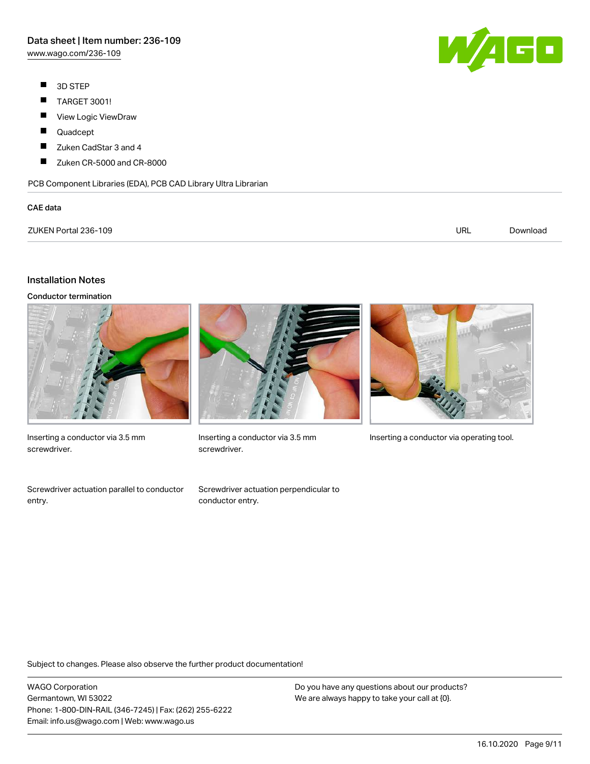- 3D STEP
- TARGET 3001!
- View Logic ViewDraw
- Quadcept
- Zuken CadStar 3 and 4
- Zuken CR-5000 and CR-8000

PCB Component Libraries (EDA), PCB CAD Library Ultra Librarian

**CAE data**

| | | |
|---|---|---|
| ZUKEN Portal 236-109 | URL | Download |

## Installation Notes

### Conductor termination

Inserting a conductor via 3.5 mm screwdriver.

Inserting a conductor via 3.5 mm screwdriver.

Inserting a conductor via operating tool.

Screwdriver actuation parallel to conductor entry.

Screwdriver actuation perpendicular to conductor entry.

Subject to changes. Please also observe the further product documentation!

WAGO Corporation
Germantown, WI 53022
Phone: 1-800-DIN-RAIL (346-7245) | Fax: (262) 255-6222
Email: info.us@wago.com | Web: www.wago.us

Do you have any questions about our products?
We are always happy to take your call at {0}.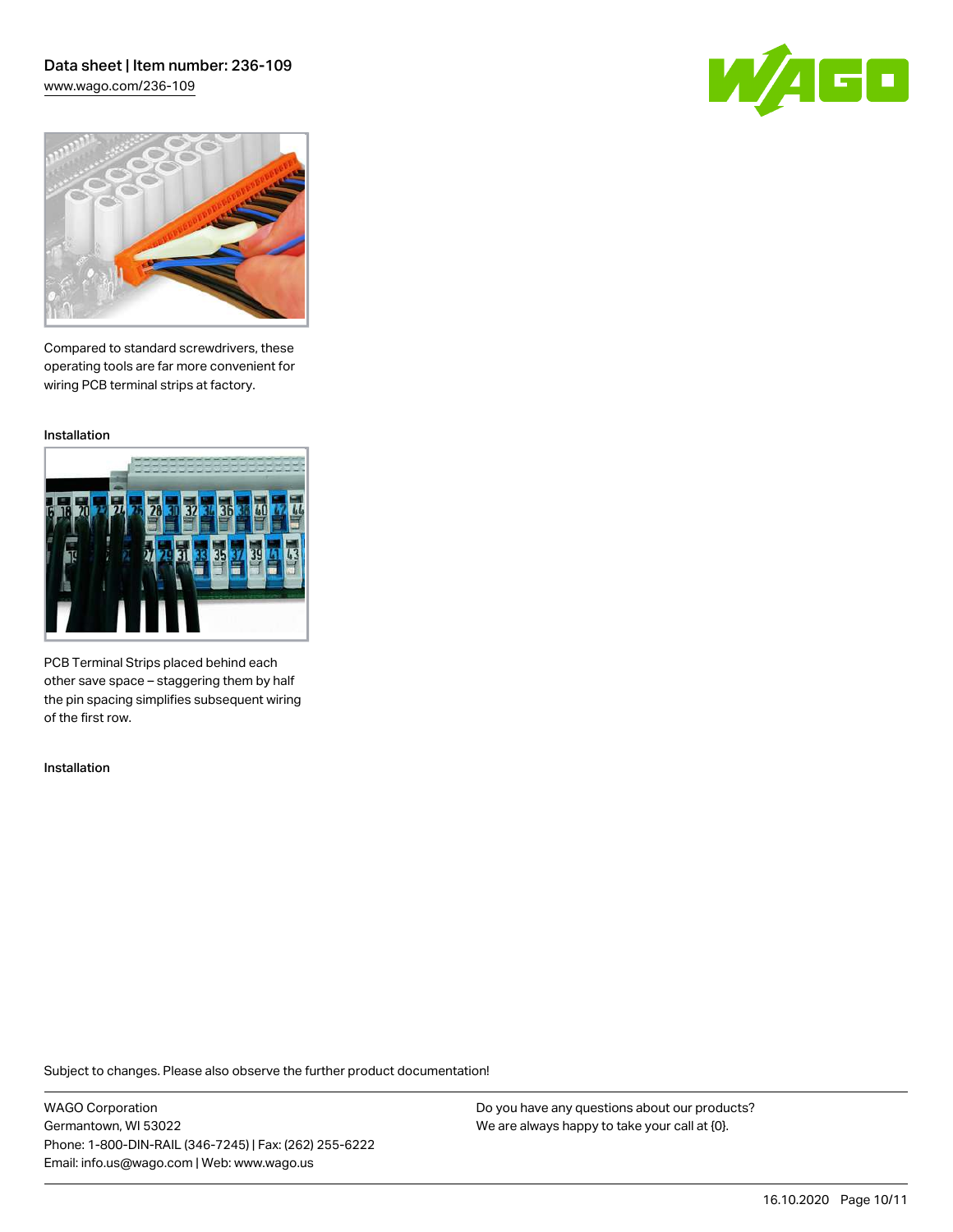Compared to standard screwdrivers, these operating tools are far more convenient for wiring PCB terminal strips at factory.

Installation

PCB Terminal Strips placed behind each other save space – staggering them by half the pin spacing simplifies subsequent wiring of the first row.

Installation

Subject to changes. Please also observe the further product documentation!

WAGO Corporation
Germantown, WI 53022
Phone: 1-800-DIN-RAIL (346-7245) | Fax: (262) 255-6222
Email: info.us@wago.com | Web: www.wago.us

Do you have any questions about our products?
We are always happy to take your call at {0}.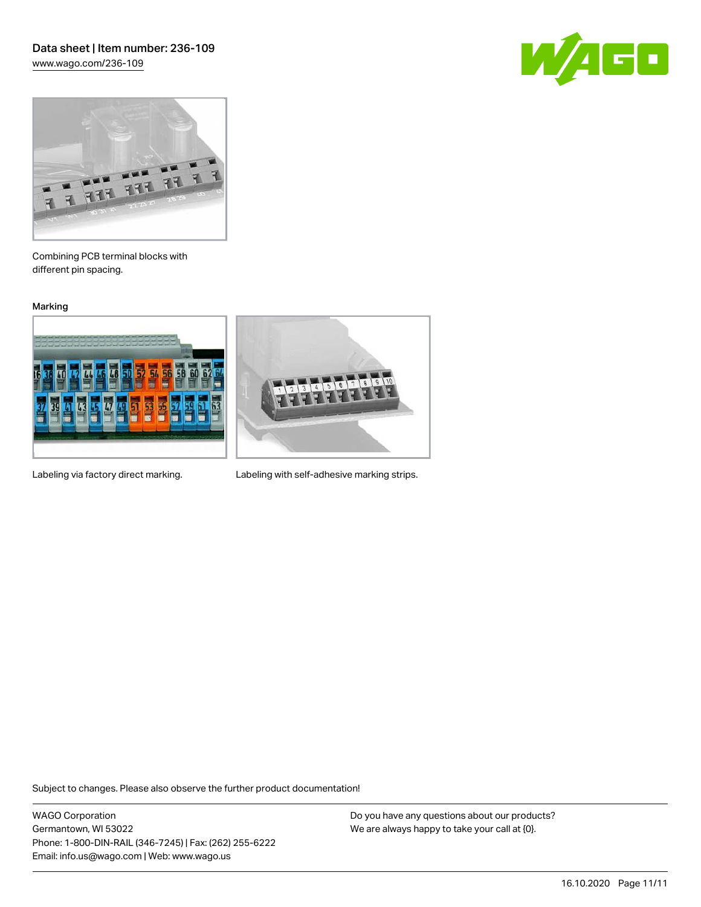Combining PCB terminal blocks with different pin spacing.

Marking

Labeling via factory direct marking.

Labeling with self-adhesive marking strips.

Subject to changes. Please also observe the further product documentation!

WAGO Corporation
Germantown, WI 53022
Phone: 1-800-DIN-RAIL (346-7245) | Fax: (262) 255-6222
Email: info.us@wago.com | Web: www.wago.us

Do you have any questions about our products?
We are always happy to take your call at {0}.